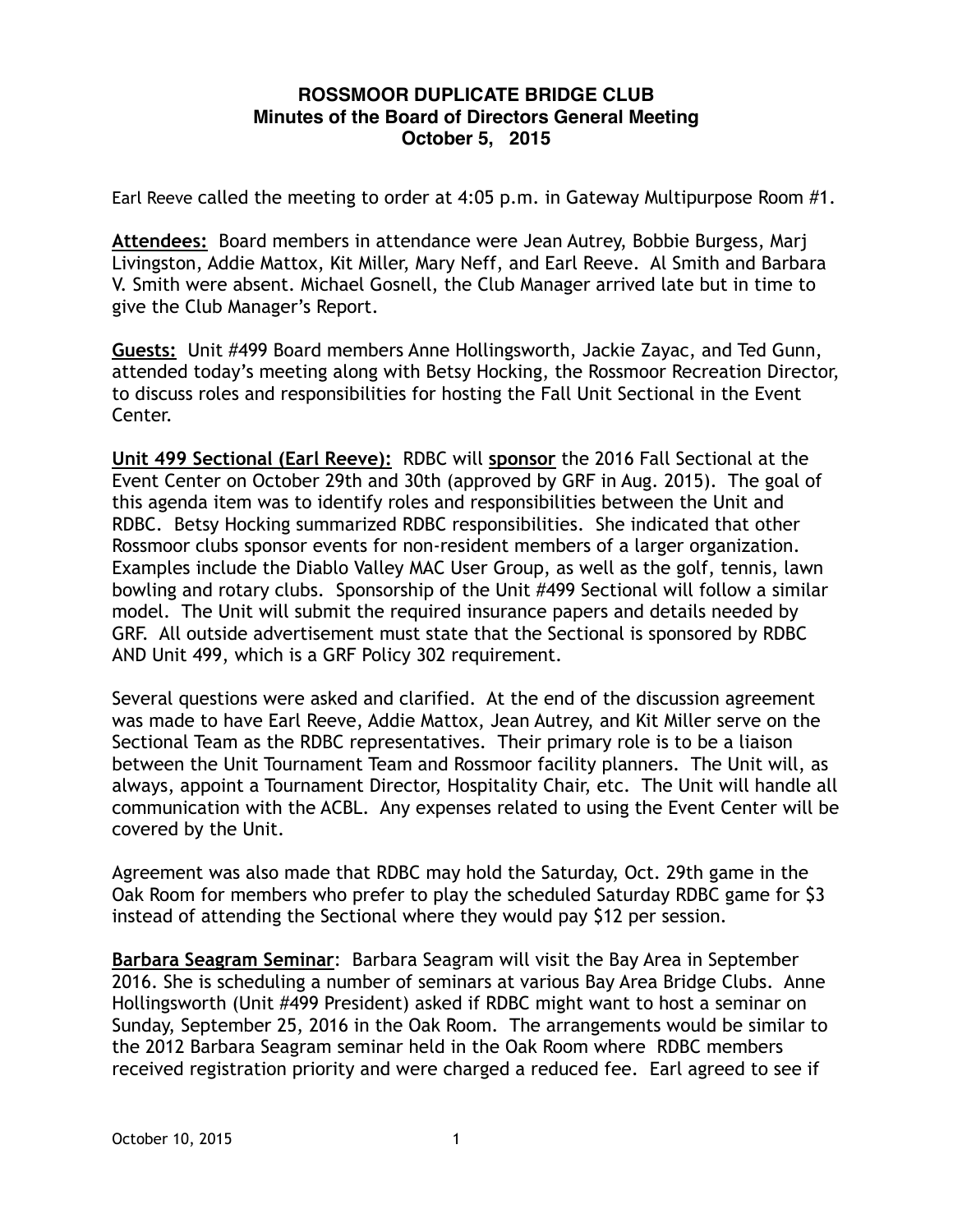**ROSSMOOR DUPLICATE BRIDGE CLUB**
**Minutes of the Board of Directors General Meeting**
**October 5, 2015**

Earl Reeve called the meeting to order at 4:05 p.m. in Gateway Multipurpose Room #1.

**Attendees:** Board members in attendance were Jean Autrey, Bobbie Burgess, Marj Livingston, Addie Mattox, Kit Miller, Mary Neff, and Earl Reeve. Al Smith and Barbara V. Smith were absent. Michael Gosnell, the Club Manager arrived late but in time to give the Club Manager's Report.

**Guests:** Unit #499 Board members Anne Hollingsworth, Jackie Zayac, and Ted Gunn, attended today's meeting along with Betsy Hocking, the Rossmoor Recreation Director, to discuss roles and responsibilities for hosting the Fall Unit Sectional in the Event Center.

**Unit 499 Sectional (Earl Reeve):** RDBC will **sponsor** the 2016 Fall Sectional at the Event Center on October 29th and 30th (approved by GRF in Aug. 2015). The goal of this agenda item was to identify roles and responsibilities between the Unit and RDBC. Betsy Hocking summarized RDBC responsibilities. She indicated that other Rossmoor clubs sponsor events for non-resident members of a larger organization. Examples include the Diablo Valley MAC User Group, as well as the golf, tennis, lawn bowling and rotary clubs. Sponsorship of the Unit #499 Sectional will follow a similar model. The Unit will submit the required insurance papers and details needed by GRF. All outside advertisement must state that the Sectional is sponsored by RDBC AND Unit 499, which is a GRF Policy 302 requirement.

Several questions were asked and clarified. At the end of the discussion agreement was made to have Earl Reeve, Addie Mattox, Jean Autrey, and Kit Miller serve on the Sectional Team as the RDBC representatives. Their primary role is to be a liaison between the Unit Tournament Team and Rossmoor facility planners. The Unit will, as always, appoint a Tournament Director, Hospitality Chair, etc. The Unit will handle all communication with the ACBL. Any expenses related to using the Event Center will be covered by the Unit.

Agreement was also made that RDBC may hold the Saturday, Oct. 29th game in the Oak Room for members who prefer to play the scheduled Saturday RDBC game for $3 instead of attending the Sectional where they would pay $12 per session.

**Barbara Seagram Seminar**: Barbara Seagram will visit the Bay Area in September 2016. She is scheduling a number of seminars at various Bay Area Bridge Clubs. Anne Hollingsworth (Unit #499 President) asked if RDBC might want to host a seminar on Sunday, September 25, 2016 in the Oak Room. The arrangements would be similar to the 2012 Barbara Seagram seminar held in the Oak Room where RDBC members received registration priority and were charged a reduced fee. Earl agreed to see if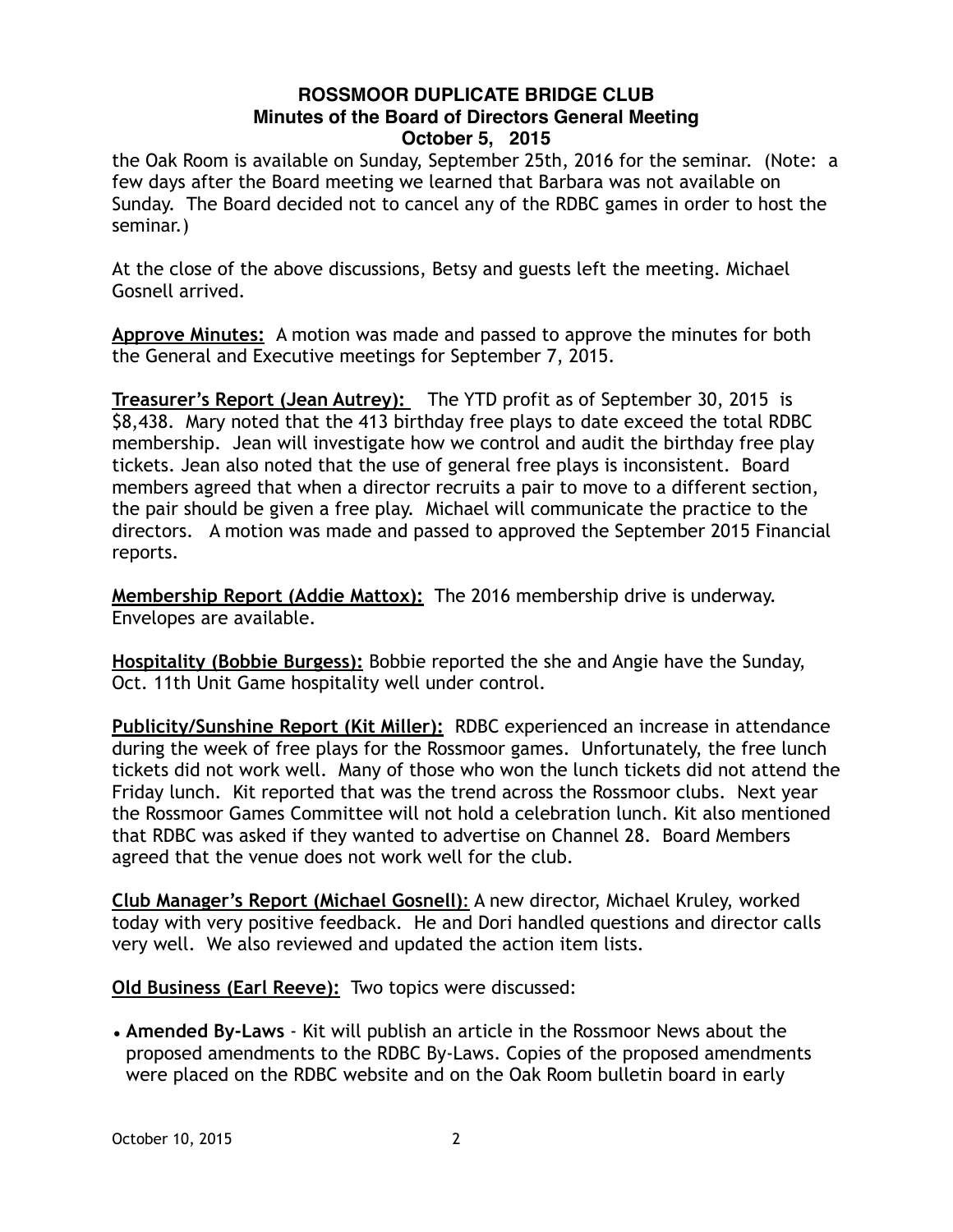the Oak Room is available on Sunday, September 25th, 2016 for the seminar. (Note: a few days after the Board meeting we learned that Barbara was not available on Sunday. The Board decided not to cancel any of the RDBC games in order to host the seminar.)

At the close of the above discussions, Betsy and guests left the meeting. Michael Gosnell arrived.

**Approve Minutes:** A motion was made and passed to approve the minutes for both the General and Executive meetings for September 7, 2015.

**Treasurer's Report (Jean Autrey):** The YTD profit as of September 30, 2015 is $8,438. Mary noted that the 413 birthday free plays to date exceed the total RDBC membership. Jean will investigate how we control and audit the birthday free play tickets. Jean also noted that the use of general free plays is inconsistent. Board members agreed that when a director recruits a pair to move to a different section, the pair should be given a free play. Michael will communicate the practice to the directors. A motion was made and passed to approved the September 2015 Financial reports.

**Membership Report (Addie Mattox):** The 2016 membership drive is underway. Envelopes are available.

**Hospitality (Bobbie Burgess):** Bobbie reported the she and Angie have the Sunday, Oct. 11th Unit Game hospitality well under control.

**Publicity/Sunshine Report (Kit Miller):** RDBC experienced an increase in attendance during the week of free plays for the Rossmoor games. Unfortunately, the free lunch tickets did not work well. Many of those who won the lunch tickets did not attend the Friday lunch. Kit reported that was the trend across the Rossmoor clubs. Next year the Rossmoor Games Committee will not hold a celebration lunch. Kit also mentioned that RDBC was asked if they wanted to advertise on Channel 28. Board Members agreed that the venue does not work well for the club.

**Club Manager's Report (Michael Gosnell)**: A new director, Michael Kruley, worked today with very positive feedback. He and Dori handled questions and director calls very well. We also reviewed and updated the action item lists.

**Old Business (Earl Reeve):** Two topics were discussed:

- **Amended By-Laws** - Kit will publish an article in the Rossmoor News about the proposed amendments to the RDBC By-Laws. Copies of the proposed amendments were placed on the RDBC website and on the Oak Room bulletin board in early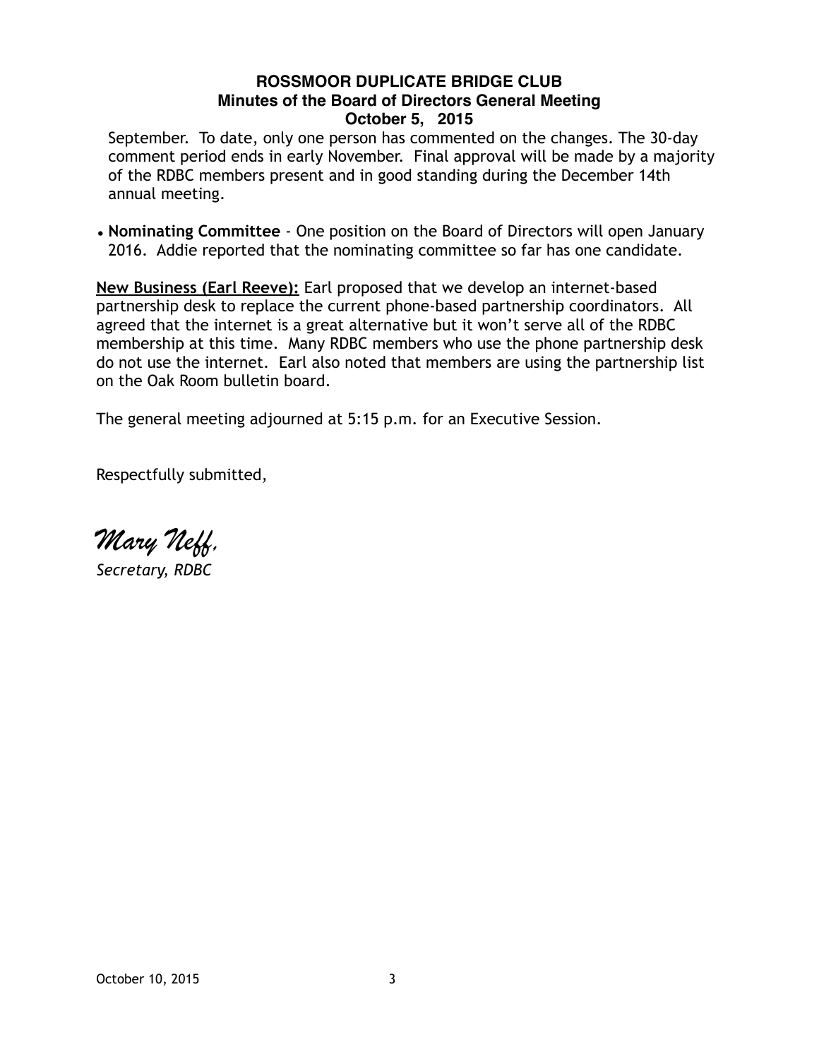September.  To date, only one person has commented on the changes. The 30-day comment period ends in early November.  Final approval will be made by a majority of the RDBC members present and in good standing during the December 14th annual meeting.

- **Nominating Committee** - One position on the Board of Directors will open January 2016.  Addie reported that the nominating committee so far has one candidate.

**New Business (Earl Reeve):** Earl proposed that we develop an internet-based partnership desk to replace the current phone-based partnership coordinators.  All agreed that the internet is a great alternative but it won't serve all of the RDBC membership at this time.  Many RDBC members who use the phone partnership desk do not use the internet.  Earl also noted that members are using the partnership list on the Oak Room bulletin board.

The general meeting adjourned at 5:15 p.m. for an Executive Session.

Respectfully submitted,

*Mary Neff,*

*Secretary, RDBC*